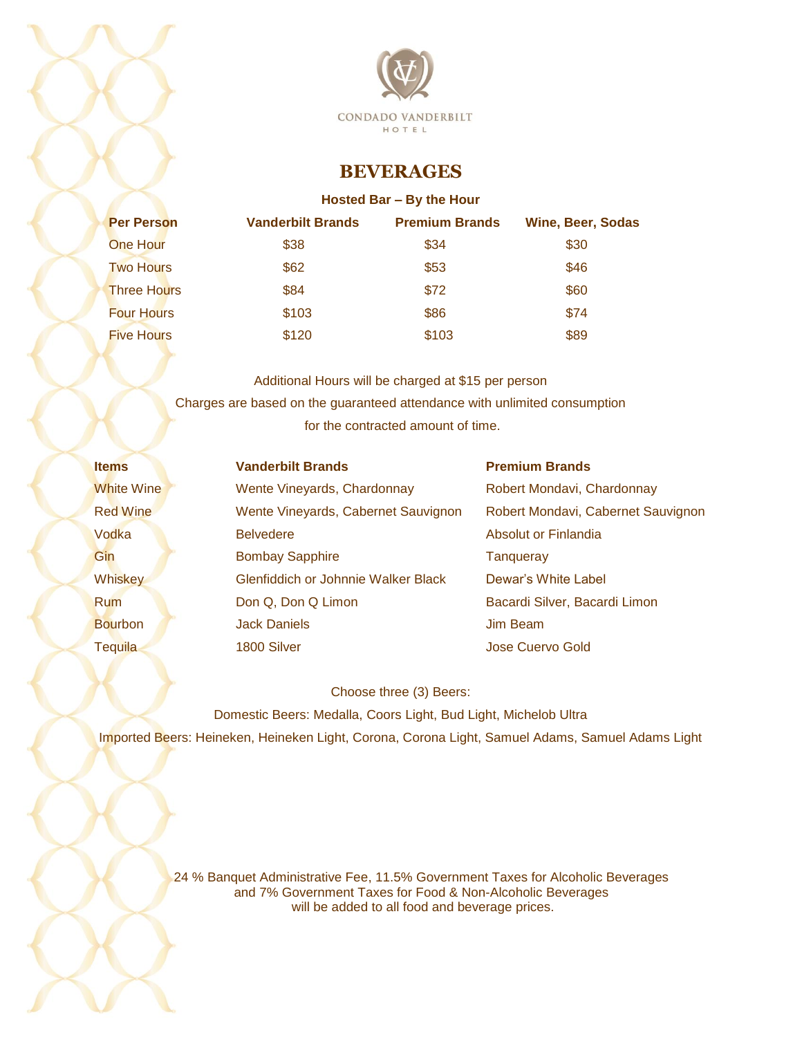CONDADO VANDERBILT
HOTEL

# BEVERAGES

### Hosted Bar – By the Hour

| Per Person | Vanderbilt Brands | Premium Brands | Wine, Beer, Sodas |
|---|---|---|---|
| One Hour | $38 | $34 | $30 |
| Two Hours | $62 | $53 | $46 |
| Three Hours | $84 | $72 | $60 |
| Four Hours | $103 | $86 | $74 |
| Five Hours | $120 | $103 | $89 |

Additional Hours will be charged at $15 per person

Charges are based on the guaranteed attendance with unlimited consumption for the contracted amount of time.

| Items | Vanderbilt Brands | Premium Brands |
|---|---|---|
| White Wine | Wente Vineyards, Chardonnay | Robert Mondavi, Chardonnay |
| Red Wine | Wente Vineyards, Cabernet Sauvignon | Robert Mondavi, Cabernet Sauvignon |
| Vodka | Belvedere | Absolut or Finlandia |
| Gin | Bombay Sapphire | Tanqueray |
| Whiskey | Glenfiddich or Johnnie Walker Black | Dewar's White Label |
| Rum | Don Q, Don Q Limon | Bacardi Silver, Bacardi Limon |
| Bourbon | Jack Daniels | Jim Beam |
| Tequila | 1800 Silver | Jose Cuervo Gold |

Choose three (3) Beers:

Domestic Beers: Medalla, Coors Light, Bud Light, Michelob Ultra

Imported Beers: Heineken, Heineken Light, Corona, Corona Light, Samuel Adams, Samuel Adams Light

24 % Banquet Administrative Fee, 11.5% Government Taxes for Alcoholic Beverages and 7% Government Taxes for Food & Non-Alcoholic Beverages will be added to all food and beverage prices.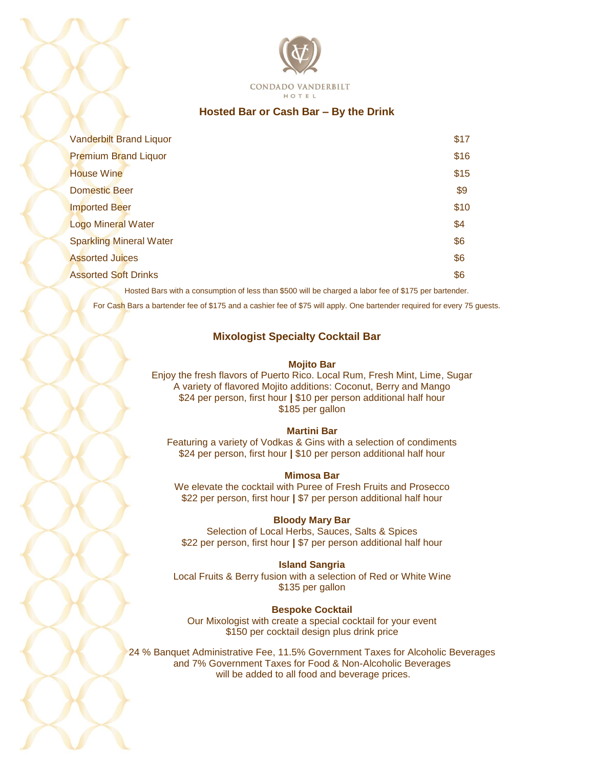CONDADO VANDERBILT HOTEL

## Hosted Bar or Cash Bar – By the Drink

| Item | Price |
|---|---|
| Vanderbilt Brand Liquor | $17 |
| Premium Brand Liquor | $16 |
| House Wine | $15 |
| Domestic Beer | $9 |
| Imported Beer | $10 |
| Logo Mineral Water | $4 |
| Sparkling Mineral Water | $6 |
| Assorted Juices | $6 |
| Assorted Soft Drinks | $6 |

Hosted Bars with a consumption of less than $500 will be charged a labor fee of $175 per bartender.

For Cash Bars a bartender fee of $175 and a cashier fee of $75 will apply. One bartender required for every 75 guests.

## Mixologist Specialty Cocktail Bar

**Mojito Bar**
Enjoy the fresh flavors of Puerto Rico. Local Rum, Fresh Mint, Lime, Sugar
A variety of flavored Mojito additions: Coconut, Berry and Mango
$24 per person, first hour **|** $10 per person additional half hour
$185 per gallon

**Martini Bar**
Featuring a variety of Vodkas & Gins with a selection of condiments
$24 per person, first hour **|** $10 per person additional half hour

**Mimosa Bar**
We elevate the cocktail with Puree of Fresh Fruits and Prosecco
$22 per person, first hour **|** $7 per person additional half hour

**Bloody Mary Bar**
Selection of Local Herbs, Sauces, Salts & Spices
$22 per person, first hour **|** $7 per person additional half hour

**Island Sangria**
Local Fruits & Berry fusion with a selection of Red or White Wine
$135 per gallon

**Bespoke Cocktail**
Our Mixologist with create a special cocktail for your event
$150 per cocktail design plus drink price

24 % Banquet Administrative Fee, 11.5% Government Taxes for Alcoholic Beverages and 7% Government Taxes for Food & Non-Alcoholic Beverages will be added to all food and beverage prices.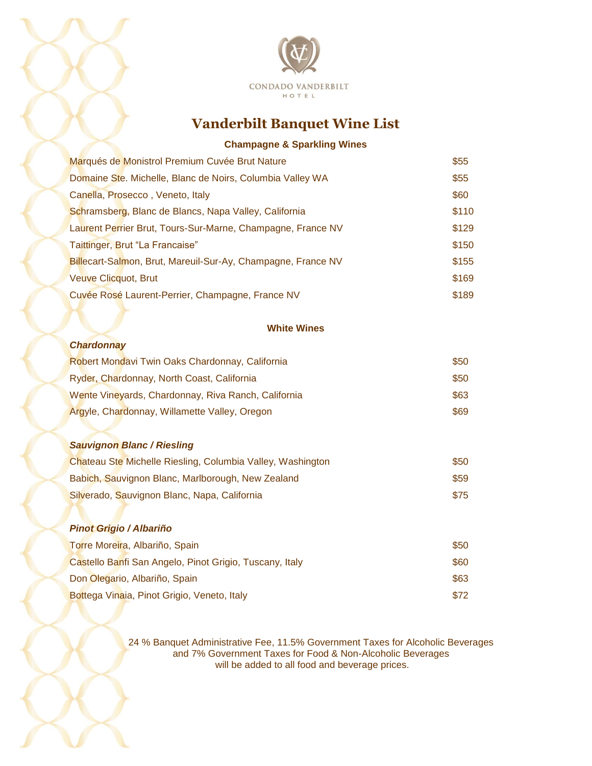CONDADO VANDERBILT
HOTEL

# Vanderbilt Banquet Wine List

## Champagne & Sparkling Wines

| | |
|---|---|
| Marqués de Monistrol Premium Cuvée Brut Nature | $55 |
| Domaine Ste. Michelle, Blanc de Noirs, Columbia Valley WA | $55 |
| Canella, Prosecco , Veneto, Italy | $60 |
| Schramsberg, Blanc de Blancs, Napa Valley, California | $110 |
| Laurent Perrier Brut, Tours-Sur-Marne, Champagne, France NV | $129 |
| Taittinger, Brut "La Francaise" | $150 |
| Billecart-Salmon, Brut, Mareuil-Sur-Ay, Champagne, France NV | $155 |
| Veuve Clicquot, Brut | $169 |
| Cuvée Rosé Laurent-Perrier, Champagne, France NV | $189 |

## White Wines

***Chardonnay***

| | |
|---|---|
| Robert Mondavi Twin Oaks Chardonnay, California | $50 |
| Ryder, Chardonnay, North Coast, California | $50 |
| Wente Vineyards, Chardonnay, Riva Ranch, California | $63 |
| Argyle, Chardonnay, Willamette Valley, Oregon | $69 |

***Sauvignon Blanc / Riesling***

| | |
|---|---|
| Chateau Ste Michelle Riesling, Columbia Valley, Washington | $50 |
| Babich, Sauvignon Blanc, Marlborough, New Zealand | $59 |
| Silverado, Sauvignon Blanc, Napa, California | $75 |

***Pinot Grigio / Albariño***

| | |
|---|---|
| Torre Moreira, Albariño, Spain | $50 |
| Castello Banfi San Angelo, Pinot Grigio, Tuscany, Italy | $60 |
| Don Olegario, Albariño, Spain | $63 |
| Bottega Vinaia, Pinot Grigio, Veneto, Italy | $72 |

24 % Banquet Administrative Fee, 11.5% Government Taxes for Alcoholic Beverages and 7% Government Taxes for Food & Non-Alcoholic Beverages will be added to all food and beverage prices.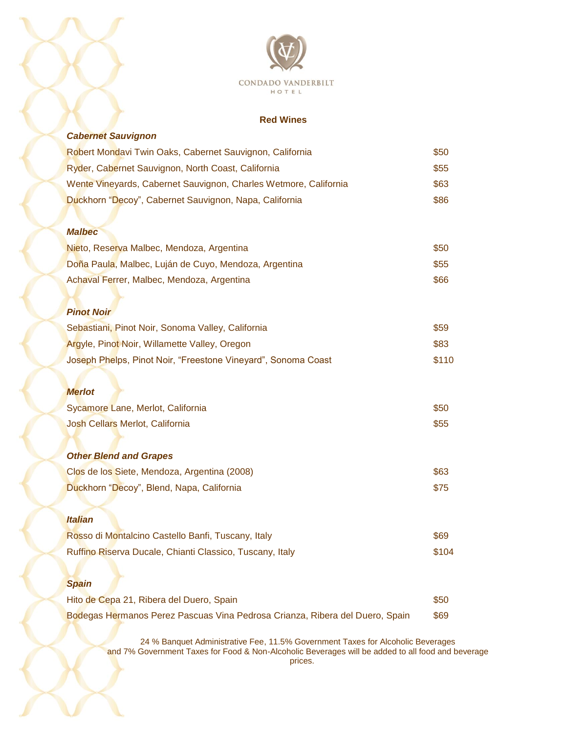CONDADO VANDERBILT
HOTEL

## Red Wines

### *Cabernet Sauvignon*

| | |
|---|---|
| Robert Mondavi Twin Oaks, Cabernet Sauvignon, California | $50 |
| Ryder, Cabernet Sauvignon, North Coast, California | $55 |
| Wente Vineyards, Cabernet Sauvignon, Charles Wetmore, California | $63 |
| Duckhorn “Decoy”, Cabernet Sauvignon, Napa, California | $86 |

### *Malbec*

| | |
|---|---|
| Nieto, Reserva Malbec, Mendoza, Argentina | $50 |
| Doña Paula, Malbec, Luján de Cuyo, Mendoza, Argentina | $55 |
| Achaval Ferrer, Malbec, Mendoza, Argentina | $66 |

### *Pinot Noir*

| | |
|---|---|
| Sebastiani, Pinot Noir, Sonoma Valley, California | $59 |
| Argyle, Pinot Noir, Willamette Valley, Oregon | $83 |
| Joseph Phelps, Pinot Noir, “Freestone Vineyard”, Sonoma Coast | $110 |

### *Merlot*

| | |
|---|---|
| Sycamore Lane, Merlot, California | $50 |
| Josh Cellars Merlot, California | $55 |

### *Other Blend and Grapes*

| | |
|---|---|
| Clos de los Siete, Mendoza, Argentina (2008) | $63 |
| Duckhorn “Decoy”, Blend, Napa, California | $75 |

### *Italian*

| | |
|---|---|
| Rosso di Montalcino Castello Banfi, Tuscany, Italy | $69 |
| Ruffino Riserva Ducale, Chianti Classico, Tuscany, Italy | $104 |

### *Spain*

| | |
|---|---|
| Hito de Cepa 21, Ribera del Duero, Spain | $50 |
| Bodegas Hermanos Perez Pascuas Vina Pedrosa Crianza, Ribera del Duero, Spain | $69 |

24 % Banquet Administrative Fee, 11.5% Government Taxes for Alcoholic Beverages and 7% Government Taxes for Food & Non-Alcoholic Beverages will be added to all food and beverage prices.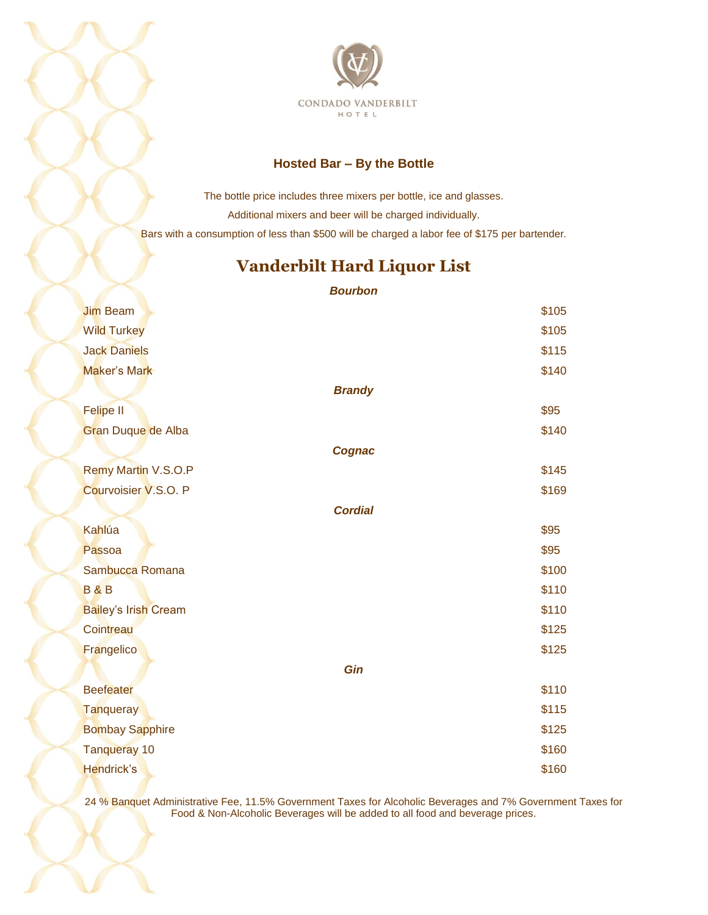CONDADO VANDERBILT
HOTEL

## Hosted Bar – By the Bottle

The bottle price includes three mixers per bottle, ice and glasses.

Additional mixers and beer will be charged individually.

Bars with a consumption of less than $500 will be charged a labor fee of $175 per bartender.

# Vanderbilt Hard Liquor List

***Bourbon***

| | |
|---|---|
| Jim Beam | $105 |
| Wild Turkey | $105 |
| Jack Daniels | $115 |
| Maker's Mark | $140 |

***Brandy***

| | |
|---|---|
| Felipe II | $95 |
| Gran Duque de Alba | $140 |

***Cognac***

| | |
|---|---|
| Remy Martin V.S.O.P | $145 |
| Courvoisier V.S.O. P | $169 |

***Cordial***

| | |
|---|---|
| Kahlúa | $95 |
| Passoa | $95 |
| Sambucca Romana | $100 |
| B & B | $110 |
| Bailey's Irish Cream | $110 |
| Cointreau | $125 |
| Frangelico | $125 |

***Gin***

| | |
|---|---|
| Beefeater | $110 |
| Tanqueray | $115 |
| Bombay Sapphire | $125 |
| Tanqueray 10 | $160 |
| Hendrick's | $160 |

24 % Banquet Administrative Fee, 11.5% Government Taxes for Alcoholic Beverages and 7% Government Taxes for Food & Non-Alcoholic Beverages will be added to all food and beverage prices.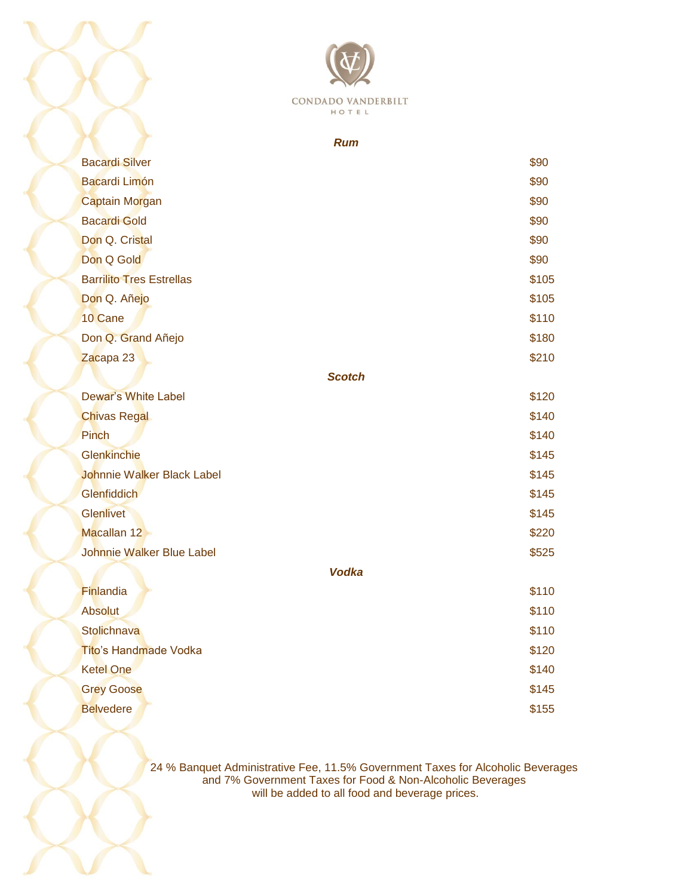CONDADO VANDERBILT HOTEL

## Rum

| Item | Price |
| --- | --- |
| Bacardi Silver | $90 |
| Bacardi Limón | $90 |
| Captain Morgan | $90 |
| Bacardi Gold | $90 |
| Don Q. Cristal | $90 |
| Don Q Gold | $90 |
| Barrilito Tres Estrellas | $105 |
| Don Q. Añejo | $105 |
| 10 Cane | $110 |
| Don Q. Grand Añejo | $180 |
| Zacapa 23 | $210 |

## Scotch

| Item | Price |
| --- | --- |
| Dewar's White Label | $120 |
| Chivas Regal | $140 |
| Pinch | $140 |
| Glenkinchie | $145 |
| Johnnie Walker Black Label | $145 |
| Glenfiddich | $145 |
| Glenlivet | $145 |
| Macallan 12 | $220 |
| Johnnie Walker Blue Label | $525 |

## Vodka

| Item | Price |
| --- | --- |
| Finlandia | $110 |
| Absolut | $110 |
| Stolichnava | $110 |
| Tito's Handmade Vodka | $120 |
| Ketel One | $140 |
| Grey Goose | $145 |
| Belvedere | $155 |

24 % Banquet Administrative Fee, 11.5% Government Taxes for Alcoholic Beverages and 7% Government Taxes for Food & Non-Alcoholic Beverages will be added to all food and beverage prices.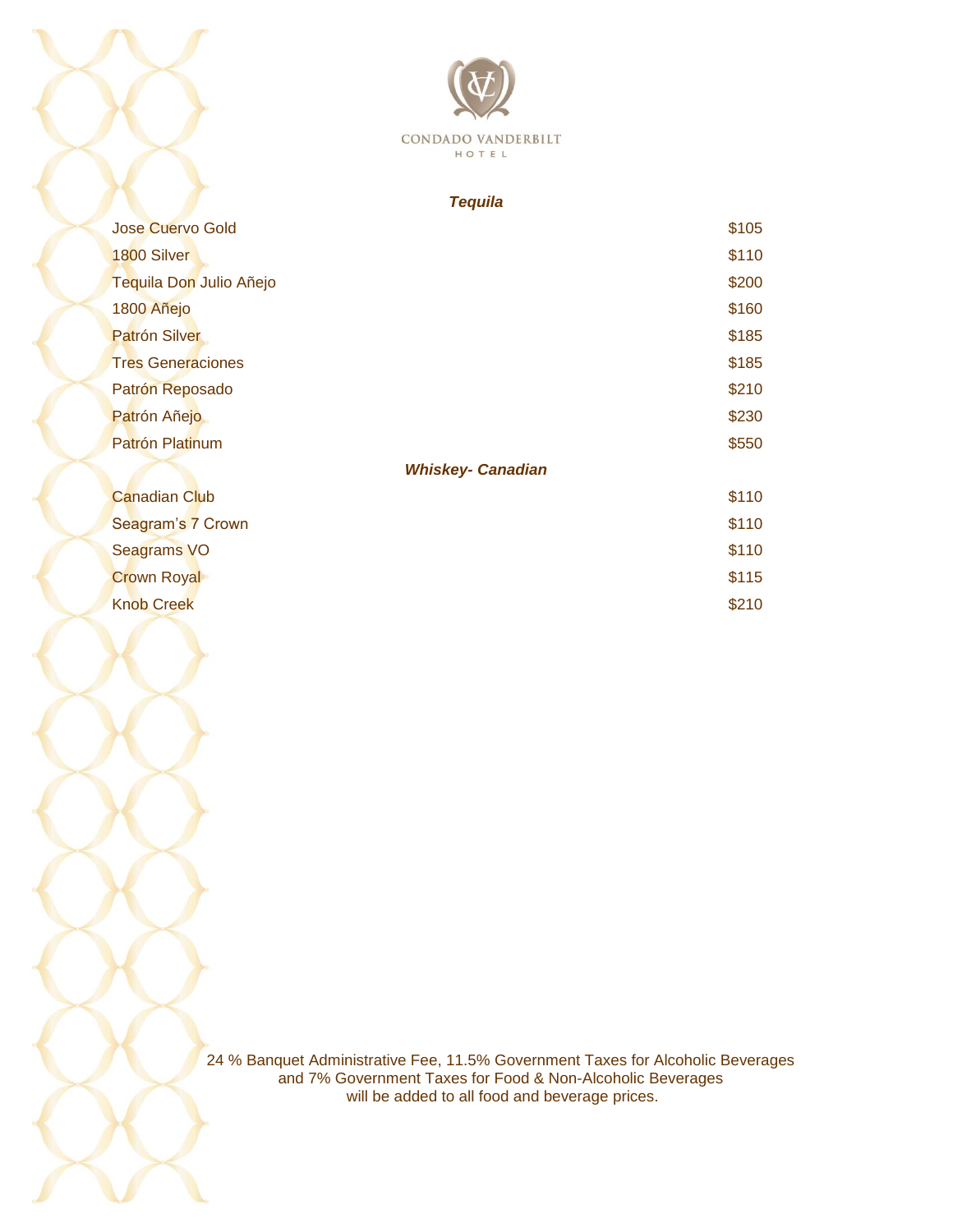CONDADO VANDERBILT HOTEL

### *Tequila*

| | |
|---|---|
| Jose Cuervo Gold | $105 |
| 1800 Silver | $110 |
| Tequila Don Julio Añejo | $200 |
| 1800 Añejo | $160 |
| Patrón Silver | $185 |
| Tres Generaciones | $185 |
| Patrón Reposado | $210 |
| Patrón Añejo | $230 |
| Patrón Platinum | $550 |

### *Whiskey- Canadian*

| | |
|---|---|
| Canadian Club | $110 |
| Seagram's 7 Crown | $110 |
| Seagrams VO | $110 |
| Crown Royal | $115 |
| Knob Creek | $210 |

24 % Banquet Administrative Fee, 11.5% Government Taxes for Alcoholic Beverages and 7% Government Taxes for Food & Non-Alcoholic Beverages will be added to all food and beverage prices.